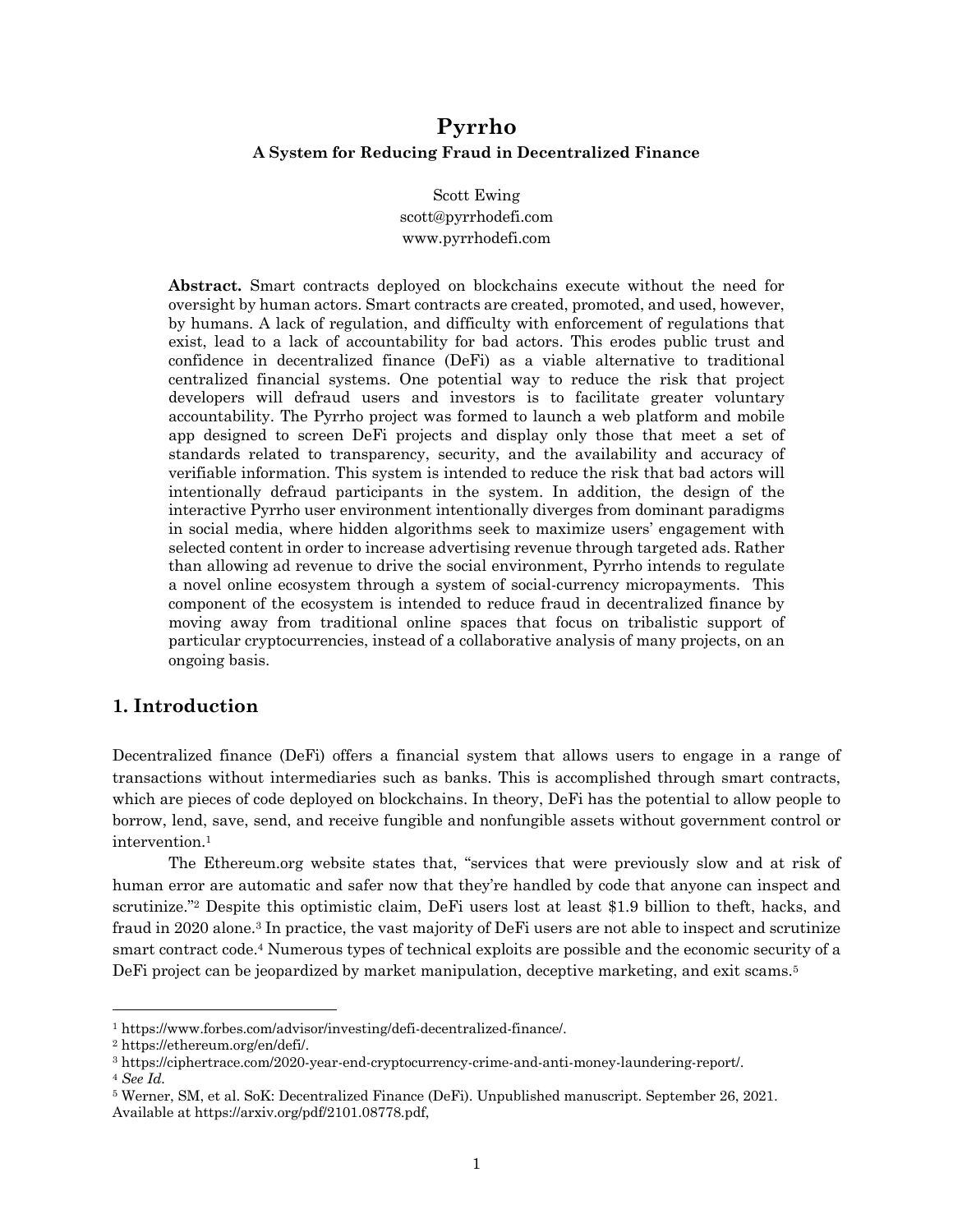# Pyrrho

**A System for Reducing Fraud in Decentralized Finance**

Scott Ewing
scott@pyrrhodefi.com
www.pyrrhodefi.com

**Abstract.** Smart contracts deployed on blockchains execute without the need for oversight by human actors. Smart contracts are created, promoted, and used, however, by humans. A lack of regulation, and difficulty with enforcement of regulations that exist, lead to a lack of accountability for bad actors. This erodes public trust and confidence in decentralized finance (DeFi) as a viable alternative to traditional centralized financial systems. One potential way to reduce the risk that project developers will defraud users and investors is to facilitate greater voluntary accountability. The Pyrrho project was formed to launch a web platform and mobile app designed to screen DeFi projects and display only those that meet a set of standards related to transparency, security, and the availability and accuracy of verifiable information. This system is intended to reduce the risk that bad actors will intentionally defraud participants in the system. In addition, the design of the interactive Pyrrho user environment intentionally diverges from dominant paradigms in social media, where hidden algorithms seek to maximize users' engagement with selected content in order to increase advertising revenue through targeted ads. Rather than allowing ad revenue to drive the social environment, Pyrrho intends to regulate a novel online ecosystem through a system of social-currency micropayments. This component of the ecosystem is intended to reduce fraud in decentralized finance by moving away from traditional online spaces that focus on tribalistic support of particular cryptocurrencies, instead of a collaborative analysis of many projects, on an ongoing basis.

## 1. Introduction

Decentralized finance (DeFi) offers a financial system that allows users to engage in a range of transactions without intermediaries such as banks. This is accomplished through smart contracts, which are pieces of code deployed on blockchains. In theory, DeFi has the potential to allow people to borrow, lend, save, send, and receive fungible and nonfungible assets without government control or intervention.[1]

The Ethereum.org website states that, "services that were previously slow and at risk of human error are automatic and safer now that they're handled by code that anyone can inspect and scrutinize."[2] Despite this optimistic claim, DeFi users lost at least $1.9 billion to theft, hacks, and fraud in 2020 alone.[3] In practice, the vast majority of DeFi users are not able to inspect and scrutinize smart contract code.[4] Numerous types of technical exploits are possible and the economic security of a DeFi project can be jeopardized by market manipulation, deceptive marketing, and exit scams.[5]

---

[1] https://www.forbes.com/advisor/investing/defi-decentralized-finance/.

[2] https://ethereum.org/en/defi/.

[3] https://ciphertrace.com/2020-year-end-cryptocurrency-crime-and-anti-money-laundering-report/.

[4] *See Id.*

[5] Werner, SM, et al. SoK: Decentralized Finance (DeFi). Unpublished manuscript. September 26, 2021. Available at https://arxiv.org/pdf/2101.08778.pdf,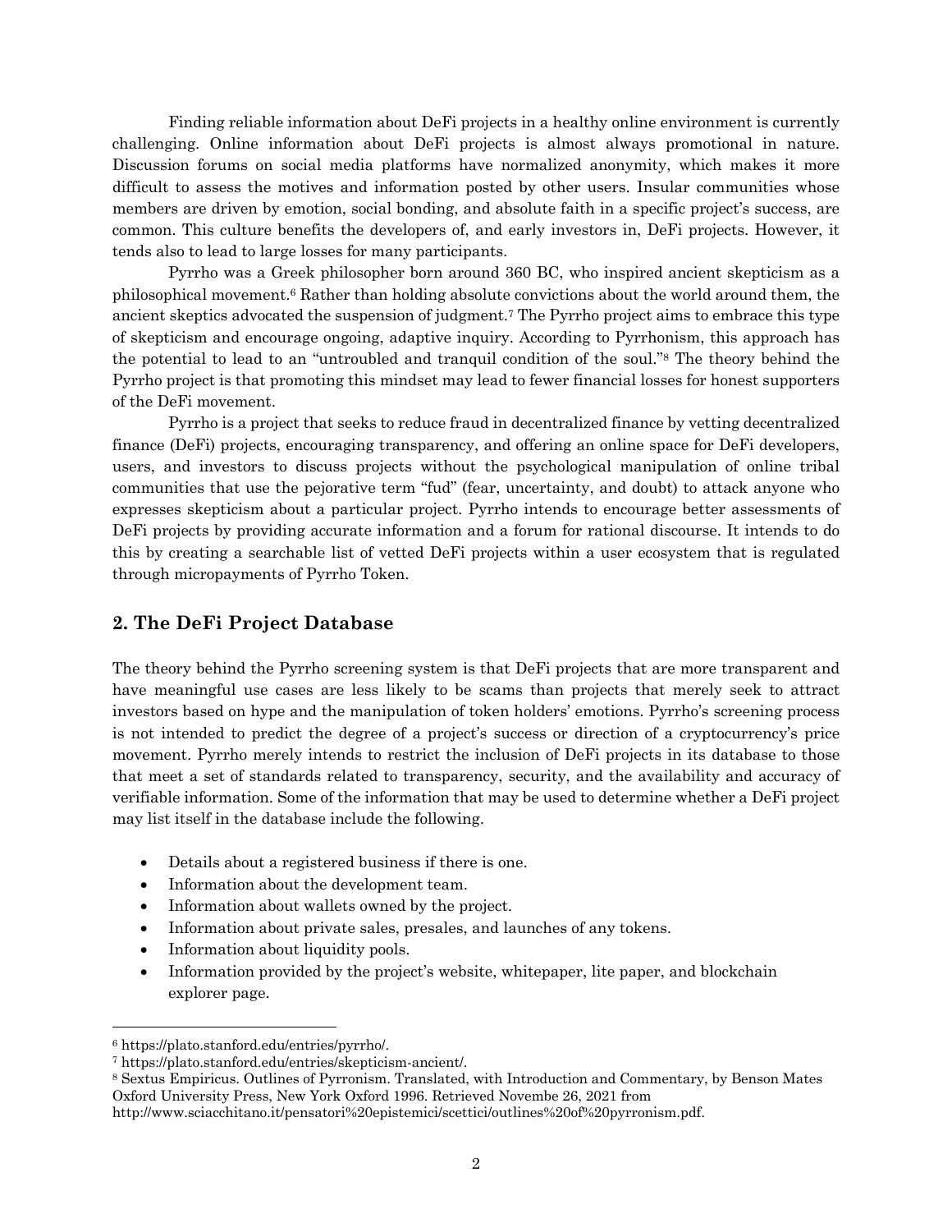Finding reliable information about DeFi projects in a healthy online environment is currently challenging. Online information about DeFi projects is almost always promotional in nature. Discussion forums on social media platforms have normalized anonymity, which makes it more difficult to assess the motives and information posted by other users. Insular communities whose members are driven by emotion, social bonding, and absolute faith in a specific project's success, are common. This culture benefits the developers of, and early investors in, DeFi projects. However, it tends also to lead to large losses for many participants.

Pyrrho was a Greek philosopher born around 360 BC, who inspired ancient skepticism as a philosophical movement.[6] Rather than holding absolute convictions about the world around them, the ancient skeptics advocated the suspension of judgment.[7] The Pyrrho project aims to embrace this type of skepticism and encourage ongoing, adaptive inquiry. According to Pyrrhonism, this approach has the potential to lead to an "untroubled and tranquil condition of the soul."[8] The theory behind the Pyrrho project is that promoting this mindset may lead to fewer financial losses for honest supporters of the DeFi movement.

Pyrrho is a project that seeks to reduce fraud in decentralized finance by vetting decentralized finance (DeFi) projects, encouraging transparency, and offering an online space for DeFi developers, users, and investors to discuss projects without the psychological manipulation of online tribal communities that use the pejorative term "fud" (fear, uncertainty, and doubt) to attack anyone who expresses skepticism about a particular project. Pyrrho intends to encourage better assessments of DeFi projects by providing accurate information and a forum for rational discourse. It intends to do this by creating a searchable list of vetted DeFi projects within a user ecosystem that is regulated through micropayments of Pyrrho Token.

## 2. The DeFi Project Database

The theory behind the Pyrrho screening system is that DeFi projects that are more transparent and have meaningful use cases are less likely to be scams than projects that merely seek to attract investors based on hype and the manipulation of token holders' emotions. Pyrrho's screening process is not intended to predict the degree of a project's success or direction of a cryptocurrency's price movement. Pyrrho merely intends to restrict the inclusion of DeFi projects in its database to those that meet a set of standards related to transparency, security, and the availability and accuracy of verifiable information. Some of the information that may be used to determine whether a DeFi project may list itself in the database include the following.

- Details about a registered business if there is one.
- Information about the development team.
- Information about wallets owned by the project.
- Information about private sales, presales, and launches of any tokens.
- Information about liquidity pools.
- Information provided by the project's website, whitepaper, lite paper, and blockchain explorer page.

[6] https://plato.stanford.edu/entries/pyrrho/.

[7] https://plato.stanford.edu/entries/skepticism-ancient/.

[8] Sextus Empiricus. Outlines of Pyrronism. Translated, with Introduction and Commentary, by Benson Mates Oxford University Press, New York Oxford 1996. Retrieved Novembe 26, 2021 from http://www.sciacchitano.it/pensatori%20epistemici/scettici/outlines%20of%20pyrronism.pdf.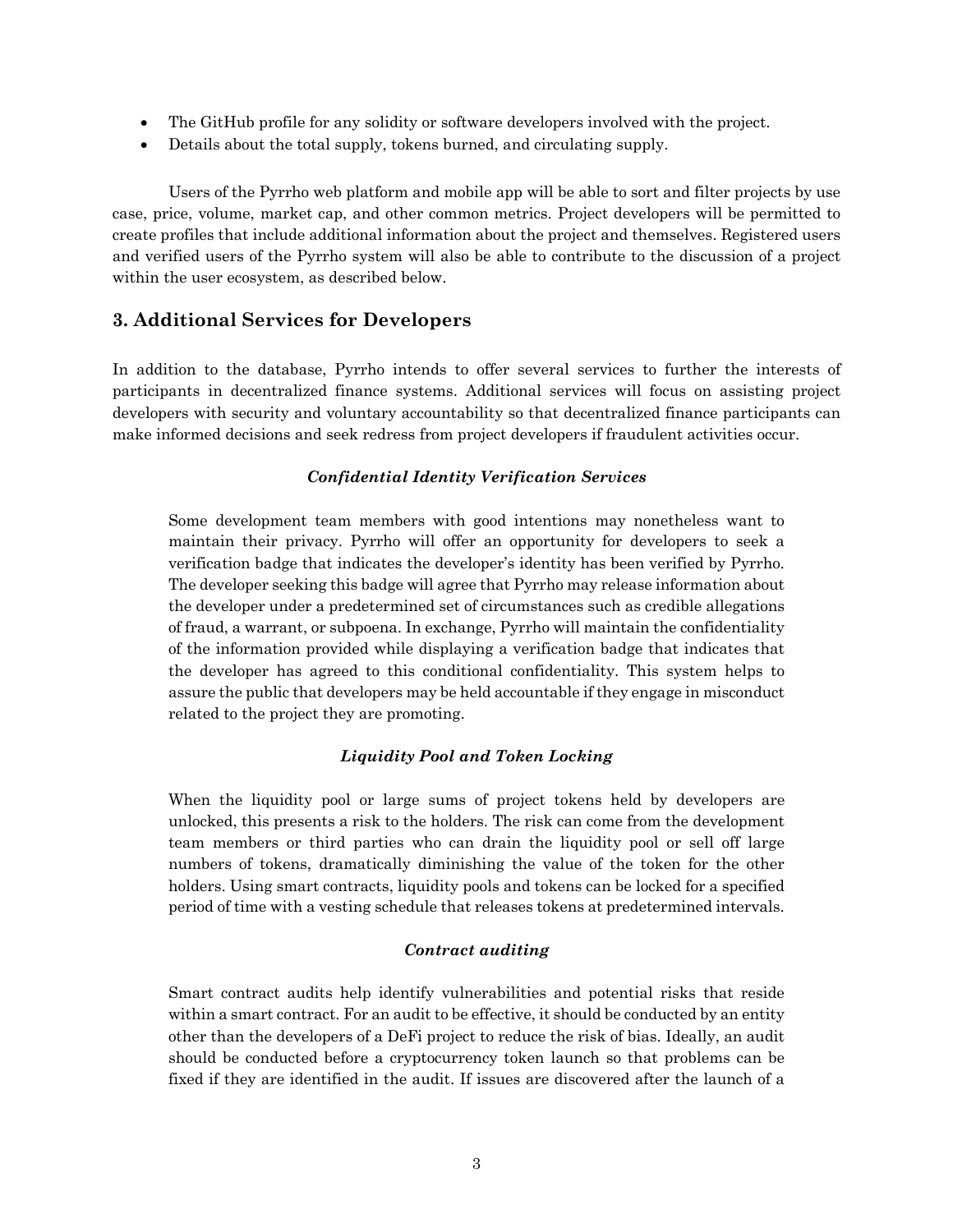- The GitHub profile for any solidity or software developers involved with the project.
- Details about the total supply, tokens burned, and circulating supply.

Users of the Pyrrho web platform and mobile app will be able to sort and filter projects by use case, price, volume, market cap, and other common metrics. Project developers will be permitted to create profiles that include additional information about the project and themselves. Registered users and verified users of the Pyrrho system will also be able to contribute to the discussion of a project within the user ecosystem, as described below.

## 3. Additional Services for Developers

In addition to the database, Pyrrho intends to offer several services to further the interests of participants in decentralized finance systems. Additional services will focus on assisting project developers with security and voluntary accountability so that decentralized finance participants can make informed decisions and seek redress from project developers if fraudulent activities occur.

### *Confidential Identity Verification Services*

> Some development team members with good intentions may nonetheless want to maintain their privacy. Pyrrho will offer an opportunity for developers to seek a verification badge that indicates the developer's identity has been verified by Pyrrho. The developer seeking this badge will agree that Pyrrho may release information about the developer under a predetermined set of circumstances such as credible allegations of fraud, a warrant, or subpoena. In exchange, Pyrrho will maintain the confidentiality of the information provided while displaying a verification badge that indicates that the developer has agreed to this conditional confidentiality. This system helps to assure the public that developers may be held accountable if they engage in misconduct related to the project they are promoting.

### *Liquidity Pool and Token Locking*

> When the liquidity pool or large sums of project tokens held by developers are unlocked, this presents a risk to the holders. The risk can come from the development team members or third parties who can drain the liquidity pool or sell off large numbers of tokens, dramatically diminishing the value of the token for the other holders. Using smart contracts, liquidity pools and tokens can be locked for a specified period of time with a vesting schedule that releases tokens at predetermined intervals.

### *Contract auditing*

> Smart contract audits help identify vulnerabilities and potential risks that reside within a smart contract. For an audit to be effective, it should be conducted by an entity other than the developers of a DeFi project to reduce the risk of bias. Ideally, an audit should be conducted before a cryptocurrency token launch so that problems can be fixed if they are identified in the audit. If issues are discovered after the launch of a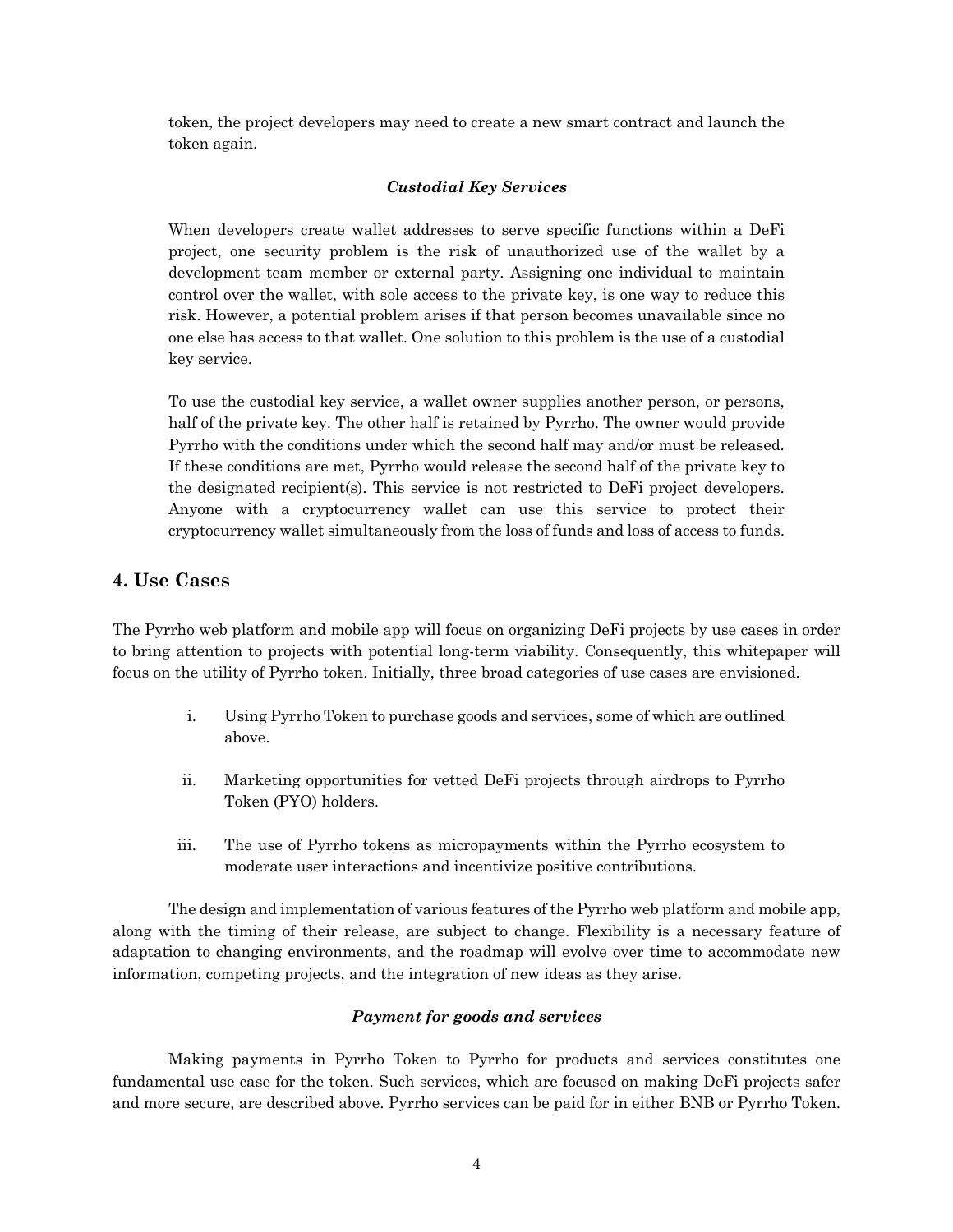token, the project developers may need to create a new smart contract and launch the token again.

***Custodial Key Services***

When developers create wallet addresses to serve specific functions within a DeFi project, one security problem is the risk of unauthorized use of the wallet by a development team member or external party. Assigning one individual to maintain control over the wallet, with sole access to the private key, is one way to reduce this risk. However, a potential problem arises if that person becomes unavailable since no one else has access to that wallet. One solution to this problem is the use of a custodial key service.

To use the custodial key service, a wallet owner supplies another person, or persons, half of the private key. The other half is retained by Pyrrho. The owner would provide Pyrrho with the conditions under which the second half may and/or must be released. If these conditions are met, Pyrrho would release the second half of the private key to the designated recipient(s). This service is not restricted to DeFi project developers. Anyone with a cryptocurrency wallet can use this service to protect their cryptocurrency wallet simultaneously from the loss of funds and loss of access to funds.

## 4. Use Cases

The Pyrrho web platform and mobile app will focus on organizing DeFi projects by use cases in order to bring attention to projects with potential long-term viability. Consequently, this whitepaper will focus on the utility of Pyrrho token. Initially, three broad categories of use cases are envisioned.

i. Using Pyrrho Token to purchase goods and services, some of which are outlined above.

ii. Marketing opportunities for vetted DeFi projects through airdrops to Pyrrho Token (PYO) holders.

iii. The use of Pyrrho tokens as micropayments within the Pyrrho ecosystem to moderate user interactions and incentivize positive contributions.

The design and implementation of various features of the Pyrrho web platform and mobile app, along with the timing of their release, are subject to change. Flexibility is a necessary feature of adaptation to changing environments, and the roadmap will evolve over time to accommodate new information, competing projects, and the integration of new ideas as they arise.

***Payment for goods and services***

Making payments in Pyrrho Token to Pyrrho for products and services constitutes one fundamental use case for the token. Such services, which are focused on making DeFi projects safer and more secure, are described above. Pyrrho services can be paid for in either BNB or Pyrrho Token.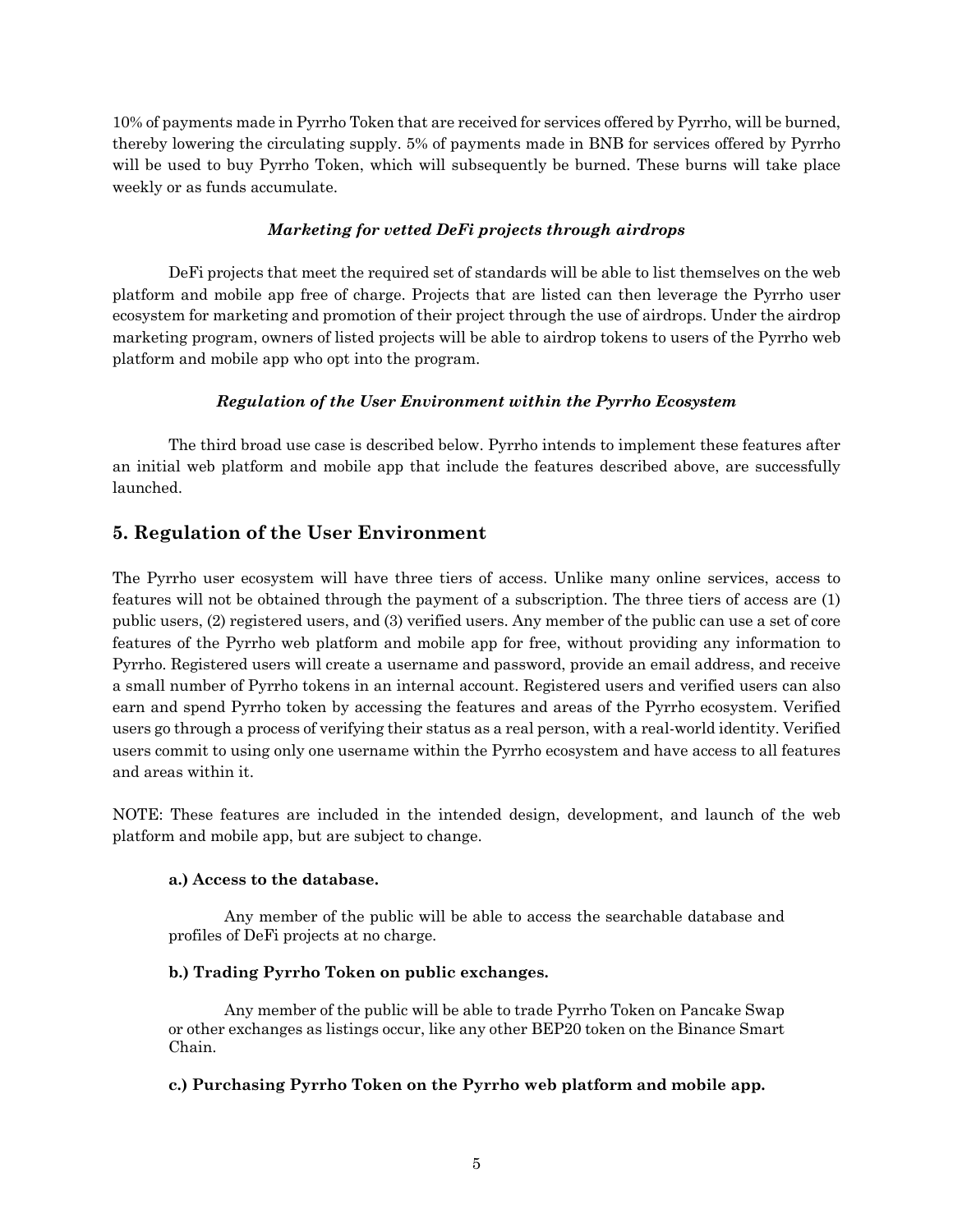10% of payments made in Pyrrho Token that are received for services offered by Pyrrho, will be burned, thereby lowering the circulating supply. 5% of payments made in BNB for services offered by Pyrrho will be used to buy Pyrrho Token, which will subsequently be burned. These burns will take place weekly or as funds accumulate.

***Marketing for vetted DeFi projects through airdrops***

DeFi projects that meet the required set of standards will be able to list themselves on the web platform and mobile app free of charge. Projects that are listed can then leverage the Pyrrho user ecosystem for marketing and promotion of their project through the use of airdrops. Under the airdrop marketing program, owners of listed projects will be able to airdrop tokens to users of the Pyrrho web platform and mobile app who opt into the program.

***Regulation of the User Environment within the Pyrrho Ecosystem***

The third broad use case is described below. Pyrrho intends to implement these features after an initial web platform and mobile app that include the features described above, are successfully launched.

## 5. Regulation of the User Environment

The Pyrrho user ecosystem will have three tiers of access. Unlike many online services, access to features will not be obtained through the payment of a subscription. The three tiers of access are (1) public users, (2) registered users, and (3) verified users. Any member of the public can use a set of core features of the Pyrrho web platform and mobile app for free, without providing any information to Pyrrho. Registered users will create a username and password, provide an email address, and receive a small number of Pyrrho tokens in an internal account. Registered users and verified users can also earn and spend Pyrrho token by accessing the features and areas of the Pyrrho ecosystem. Verified users go through a process of verifying their status as a real person, with a real-world identity. Verified users commit to using only one username within the Pyrrho ecosystem and have access to all features and areas within it.

NOTE: These features are included in the intended design, development, and launch of the web platform and mobile app, but are subject to change.

**a.) Access to the database.**

Any member of the public will be able to access the searchable database and profiles of DeFi projects at no charge.

**b.) Trading Pyrrho Token on public exchanges.**

Any member of the public will be able to trade Pyrrho Token on Pancake Swap or other exchanges as listings occur, like any other BEP20 token on the Binance Smart Chain.

**c.) Purchasing Pyrrho Token on the Pyrrho web platform and mobile app.**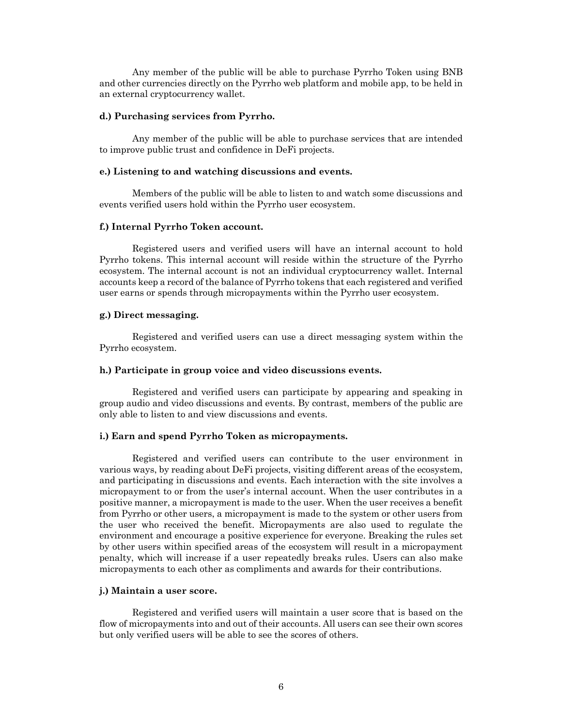Any member of the public will be able to purchase Pyrrho Token using BNB and other currencies directly on the Pyrrho web platform and mobile app, to be held in an external cryptocurrency wallet.

**d.) Purchasing services from Pyrrho.**

Any member of the public will be able to purchase services that are intended to improve public trust and confidence in DeFi projects.

**e.) Listening to and watching discussions and events.**

Members of the public will be able to listen to and watch some discussions and events verified users hold within the Pyrrho user ecosystem.

**f.) Internal Pyrrho Token account.**

Registered users and verified users will have an internal account to hold Pyrrho tokens. This internal account will reside within the structure of the Pyrrho ecosystem. The internal account is not an individual cryptocurrency wallet. Internal accounts keep a record of the balance of Pyrrho tokens that each registered and verified user earns or spends through micropayments within the Pyrrho user ecosystem.

**g.) Direct messaging.**

Registered and verified users can use a direct messaging system within the Pyrrho ecosystem.

**h.) Participate in group voice and video discussions events.**

Registered and verified users can participate by appearing and speaking in group audio and video discussions and events. By contrast, members of the public are only able to listen to and view discussions and events.

**i.) Earn and spend Pyrrho Token as micropayments.**

Registered and verified users can contribute to the user environment in various ways, by reading about DeFi projects, visiting different areas of the ecosystem, and participating in discussions and events. Each interaction with the site involves a micropayment to or from the user's internal account. When the user contributes in a positive manner, a micropayment is made to the user. When the user receives a benefit from Pyrrho or other users, a micropayment is made to the system or other users from the user who received the benefit. Micropayments are also used to regulate the environment and encourage a positive experience for everyone. Breaking the rules set by other users within specified areas of the ecosystem will result in a micropayment penalty, which will increase if a user repeatedly breaks rules. Users can also make micropayments to each other as compliments and awards for their contributions.

**j.) Maintain a user score.**

Registered and verified users will maintain a user score that is based on the flow of micropayments into and out of their accounts. All users can see their own scores but only verified users will be able to see the scores of others.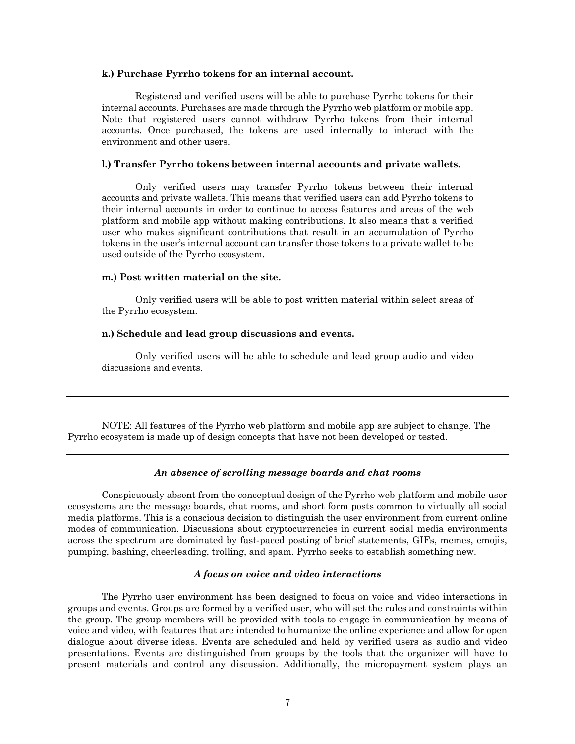**k.) Purchase Pyrrho tokens for an internal account.**

Registered and verified users will be able to purchase Pyrrho tokens for their internal accounts. Purchases are made through the Pyrrho web platform or mobile app. Note that registered users cannot withdraw Pyrrho tokens from their internal accounts. Once purchased, the tokens are used internally to interact with the environment and other users.

**l.) Transfer Pyrrho tokens between internal accounts and private wallets.**

Only verified users may transfer Pyrrho tokens between their internal accounts and private wallets. This means that verified users can add Pyrrho tokens to their internal accounts in order to continue to access features and areas of the web platform and mobile app without making contributions. It also means that a verified user who makes significant contributions that result in an accumulation of Pyrrho tokens in the user's internal account can transfer those tokens to a private wallet to be used outside of the Pyrrho ecosystem.

**m.) Post written material on the site.**

Only verified users will be able to post written material within select areas of the Pyrrho ecosystem.

**n.) Schedule and lead group discussions and events.**

Only verified users will be able to schedule and lead group audio and video discussions and events.

---

NOTE: All features of the Pyrrho web platform and mobile app are subject to change. The Pyrrho ecosystem is made up of design concepts that have not been developed or tested.

---

***An absence of scrolling message boards and chat rooms***

Conspicuously absent from the conceptual design of the Pyrrho web platform and mobile user ecosystems are the message boards, chat rooms, and short form posts common to virtually all social media platforms. This is a conscious decision to distinguish the user environment from current online modes of communication. Discussions about cryptocurrencies in current social media environments across the spectrum are dominated by fast-paced posting of brief statements, GIFs, memes, emojis, pumping, bashing, cheerleading, trolling, and spam. Pyrrho seeks to establish something new.

***A focus on voice and video interactions***

The Pyrrho user environment has been designed to focus on voice and video interactions in groups and events. Groups are formed by a verified user, who will set the rules and constraints within the group. The group members will be provided with tools to engage in communication by means of voice and video, with features that are intended to humanize the online experience and allow for open dialogue about diverse ideas. Events are scheduled and held by verified users as audio and video presentations. Events are distinguished from groups by the tools that the organizer will have to present materials and control any discussion. Additionally, the micropayment system plays an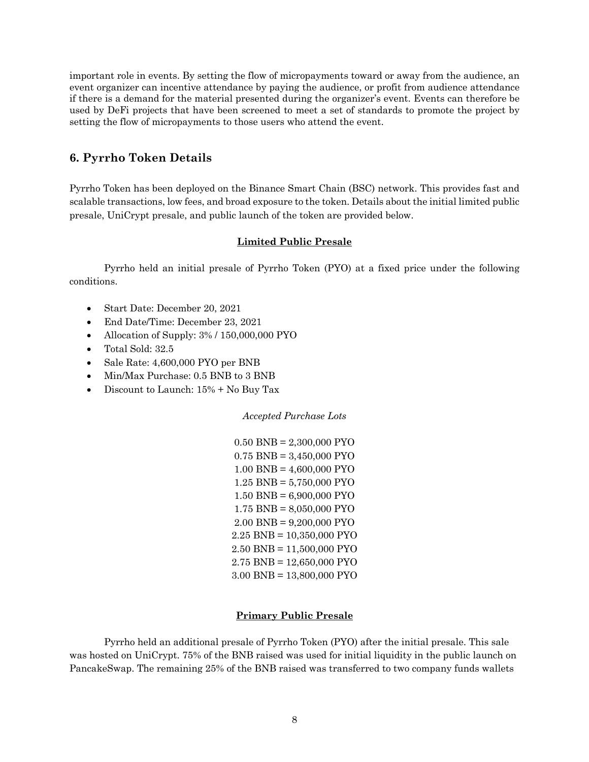important role in events. By setting the flow of micropayments toward or away from the audience, an event organizer can incentive attendance by paying the audience, or profit from audience attendance if there is a demand for the material presented during the organizer's event. Events can therefore be used by DeFi projects that have been screened to meet a set of standards to promote the project by setting the flow of micropayments to those users who attend the event.

## 6. Pyrrho Token Details

Pyrrho Token has been deployed on the Binance Smart Chain (BSC) network. This provides fast and scalable transactions, low fees, and broad exposure to the token. Details about the initial limited public presale, UniCrypt presale, and public launch of the token are provided below.

### Limited Public Presale

Pyrrho held an initial presale of Pyrrho Token (PYO) at a fixed price under the following conditions.

- Start Date: December 20, 2021
- End Date/Time: December 23, 2021
- Allocation of Supply: 3% / 150,000,000 PYO
- Total Sold: 32.5
- Sale Rate: 4,600,000 PYO per BNB
- Min/Max Purchase: 0.5 BNB to 3 BNB
- Discount to Launch: 15% + No Buy Tax

*Accepted Purchase Lots*

0.50 BNB = 2,300,000 PYO
0.75 BNB = 3,450,000 PYO
1.00 BNB = 4,600,000 PYO
1.25 BNB = 5,750,000 PYO
1.50 BNB = 6,900,000 PYO
1.75 BNB = 8,050,000 PYO
2.00 BNB = 9,200,000 PYO
2.25 BNB = 10,350,000 PYO
2.50 BNB = 11,500,000 PYO
2.75 BNB = 12,650,000 PYO
3.00 BNB = 13,800,000 PYO

### Primary Public Presale

Pyrrho held an additional presale of Pyrrho Token (PYO) after the initial presale. This sale was hosted on UniCrypt. 75% of the BNB raised was used for initial liquidity in the public launch on PancakeSwap. The remaining 25% of the BNB raised was transferred to two company funds wallets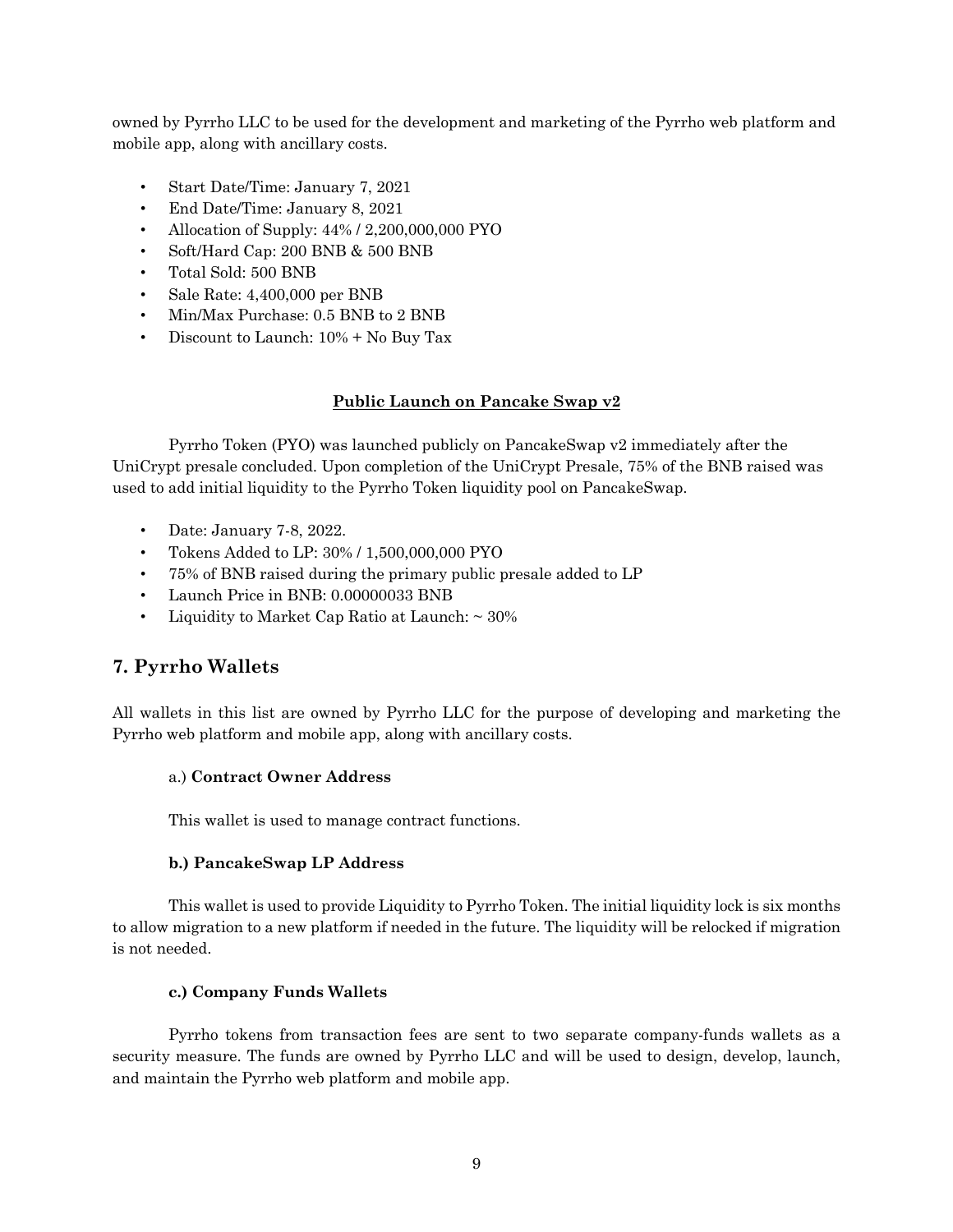owned by Pyrrho LLC to be used for the development and marketing of the Pyrrho web platform and mobile app, along with ancillary costs.

- Start Date/Time: January 7, 2021
- End Date/Time: January 8, 2021
- Allocation of Supply: 44% / 2,200,000,000 PYO
- Soft/Hard Cap: 200 BNB & 500 BNB
- Total Sold: 500 BNB
- Sale Rate: 4,400,000 per BNB
- Min/Max Purchase: 0.5 BNB to 2 BNB
- Discount to Launch: 10% + No Buy Tax

**Public Launch on Pancake Swap v2**

Pyrrho Token (PYO) was launched publicly on PancakeSwap v2 immediately after the UniCrypt presale concluded. Upon completion of the UniCrypt Presale, 75% of the BNB raised was used to add initial liquidity to the Pyrrho Token liquidity pool on PancakeSwap.

- Date: January 7-8, 2022.
- Tokens Added to LP: 30% / 1,500,000,000 PYO
- 75% of BNB raised during the primary public presale added to LP
- Launch Price in BNB: 0.00000033 BNB
- Liquidity to Market Cap Ratio at Launch: ~ 30%

## 7. Pyrrho Wallets

All wallets in this list are owned by Pyrrho LLC for the purpose of developing and marketing the Pyrrho web platform and mobile app, along with ancillary costs.

a.) **Contract Owner Address**

This wallet is used to manage contract functions.

**b.) PancakeSwap LP Address**

This wallet is used to provide Liquidity to Pyrrho Token. The initial liquidity lock is six months to allow migration to a new platform if needed in the future. The liquidity will be relocked if migration is not needed.

**c.) Company Funds Wallets**

Pyrrho tokens from transaction fees are sent to two separate company-funds wallets as a security measure. The funds are owned by Pyrrho LLC and will be used to design, develop, launch, and maintain the Pyrrho web platform and mobile app.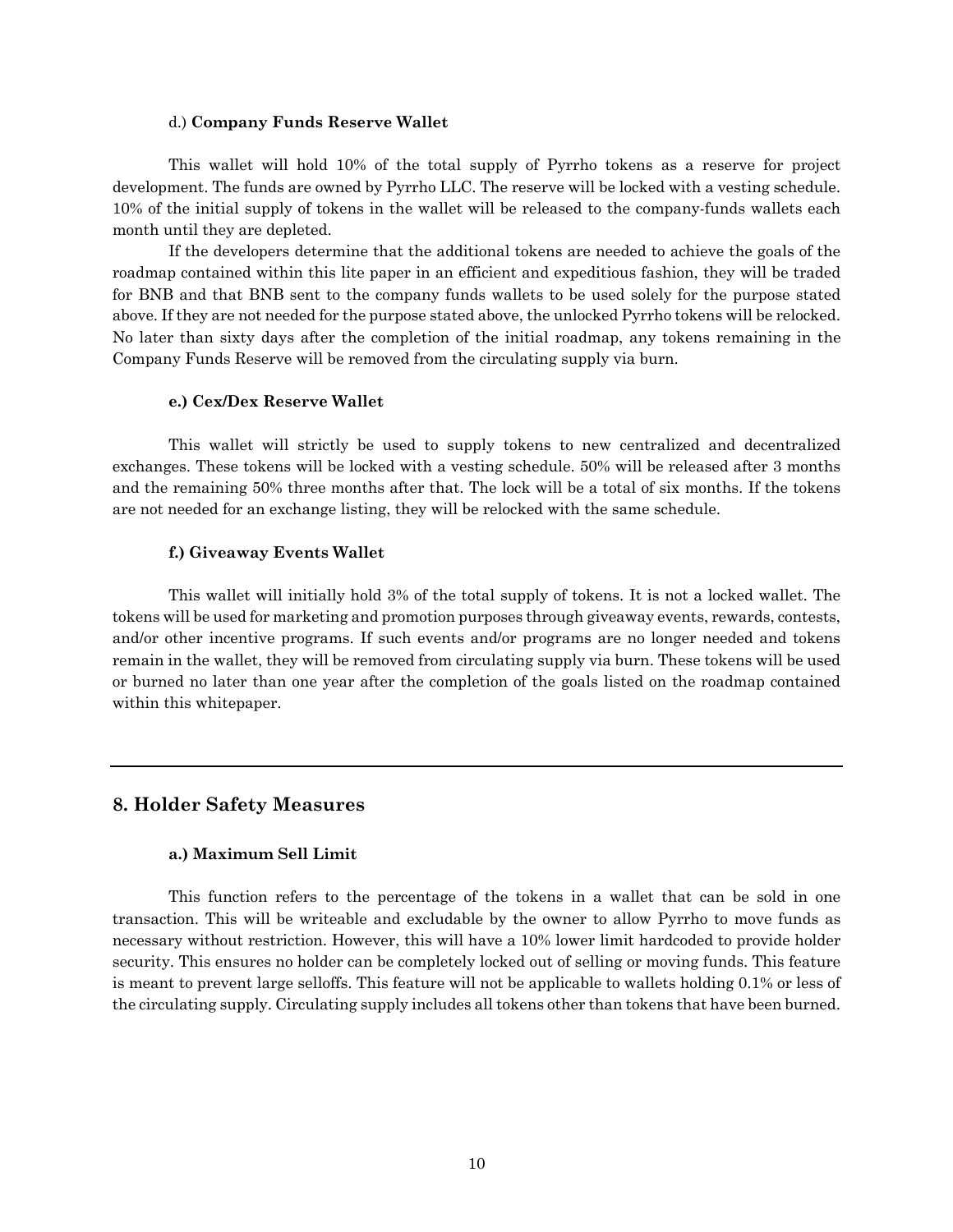d.) **Company Funds Reserve Wallet**

This wallet will hold 10% of the total supply of Pyrrho tokens as a reserve for project development. The funds are owned by Pyrrho LLC. The reserve will be locked with a vesting schedule. 10% of the initial supply of tokens in the wallet will be released to the company-funds wallets each month until they are depleted.

If the developers determine that the additional tokens are needed to achieve the goals of the roadmap contained within this lite paper in an efficient and expeditious fashion, they will be traded for BNB and that BNB sent to the company funds wallets to be used solely for the purpose stated above. If they are not needed for the purpose stated above, the unlocked Pyrrho tokens will be relocked. No later than sixty days after the completion of the initial roadmap, any tokens remaining in the Company Funds Reserve will be removed from the circulating supply via burn.

**e.) Cex/Dex Reserve Wallet**

This wallet will strictly be used to supply tokens to new centralized and decentralized exchanges. These tokens will be locked with a vesting schedule. 50% will be released after 3 months and the remaining 50% three months after that. The lock will be a total of six months. If the tokens are not needed for an exchange listing, they will be relocked with the same schedule.

**f.) Giveaway Events Wallet**

This wallet will initially hold 3% of the total supply of tokens. It is not a locked wallet. The tokens will be used for marketing and promotion purposes through giveaway events, rewards, contests, and/or other incentive programs. If such events and/or programs are no longer needed and tokens remain in the wallet, they will be removed from circulating supply via burn. These tokens will be used or burned no later than one year after the completion of the goals listed on the roadmap contained within this whitepaper.

---

## 8. Holder Safety Measures

**a.) Maximum Sell Limit**

This function refers to the percentage of the tokens in a wallet that can be sold in one transaction. This will be writeable and excludable by the owner to allow Pyrrho to move funds as necessary without restriction. However, this will have a 10% lower limit hardcoded to provide holder security. This ensures no holder can be completely locked out of selling or moving funds. This feature is meant to prevent large selloffs. This feature will not be applicable to wallets holding 0.1% or less of the circulating supply. Circulating supply includes all tokens other than tokens that have been burned.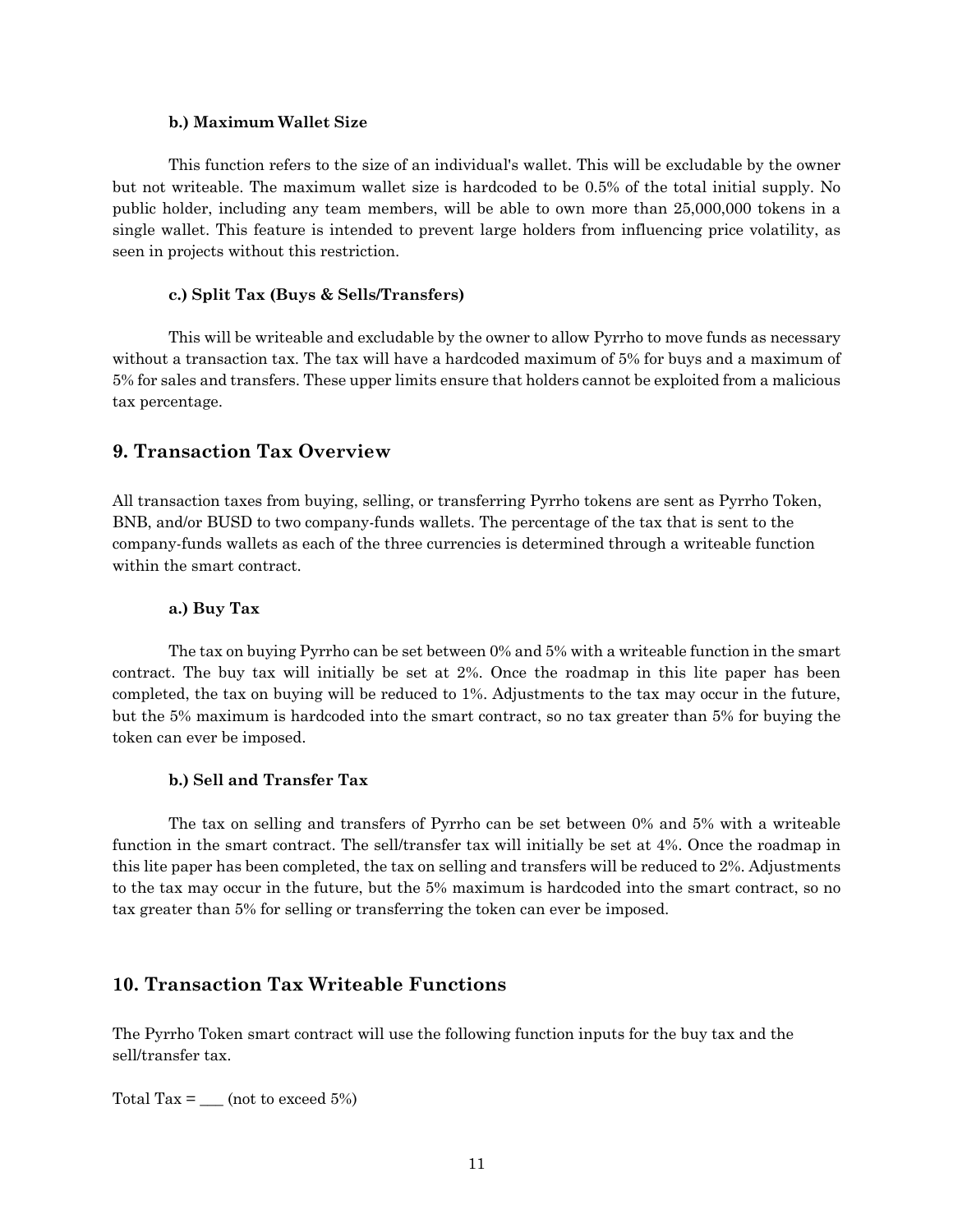#### b.) Maximum Wallet Size

This function refers to the size of an individual's wallet. This will be excludable by the owner but not writeable. The maximum wallet size is hardcoded to be 0.5% of the total initial supply. No public holder, including any team members, will be able to own more than 25,000,000 tokens in a single wallet. This feature is intended to prevent large holders from influencing price volatility, as seen in projects without this restriction.

#### c.) Split Tax (Buys & Sells/Transfers)

This will be writeable and excludable by the owner to allow Pyrrho to move funds as necessary without a transaction tax. The tax will have a hardcoded maximum of 5% for buys and a maximum of 5% for sales and transfers. These upper limits ensure that holders cannot be exploited from a malicious tax percentage.

## 9. Transaction Tax Overview

All transaction taxes from buying, selling, or transferring Pyrrho tokens are sent as Pyrrho Token, BNB, and/or BUSD to two company-funds wallets. The percentage of the tax that is sent to the company-funds wallets as each of the three currencies is determined through a writeable function within the smart contract.

#### a.) Buy Tax

The tax on buying Pyrrho can be set between 0% and 5% with a writeable function in the smart contract. The buy tax will initially be set at 2%. Once the roadmap in this lite paper has been completed, the tax on buying will be reduced to 1%. Adjustments to the tax may occur in the future, but the 5% maximum is hardcoded into the smart contract, so no tax greater than 5% for buying the token can ever be imposed.

#### b.) Sell and Transfer Tax

The tax on selling and transfers of Pyrrho can be set between 0% and 5% with a writeable function in the smart contract. The sell/transfer tax will initially be set at 4%. Once the roadmap in this lite paper has been completed, the tax on selling and transfers will be reduced to 2%. Adjustments to the tax may occur in the future, but the 5% maximum is hardcoded into the smart contract, so no tax greater than 5% for selling or transferring the token can ever be imposed.

## 10. Transaction Tax Writeable Functions

The Pyrrho Token smart contract will use the following function inputs for the buy tax and the sell/transfer tax.

Total Tax = ___ (not to exceed 5%)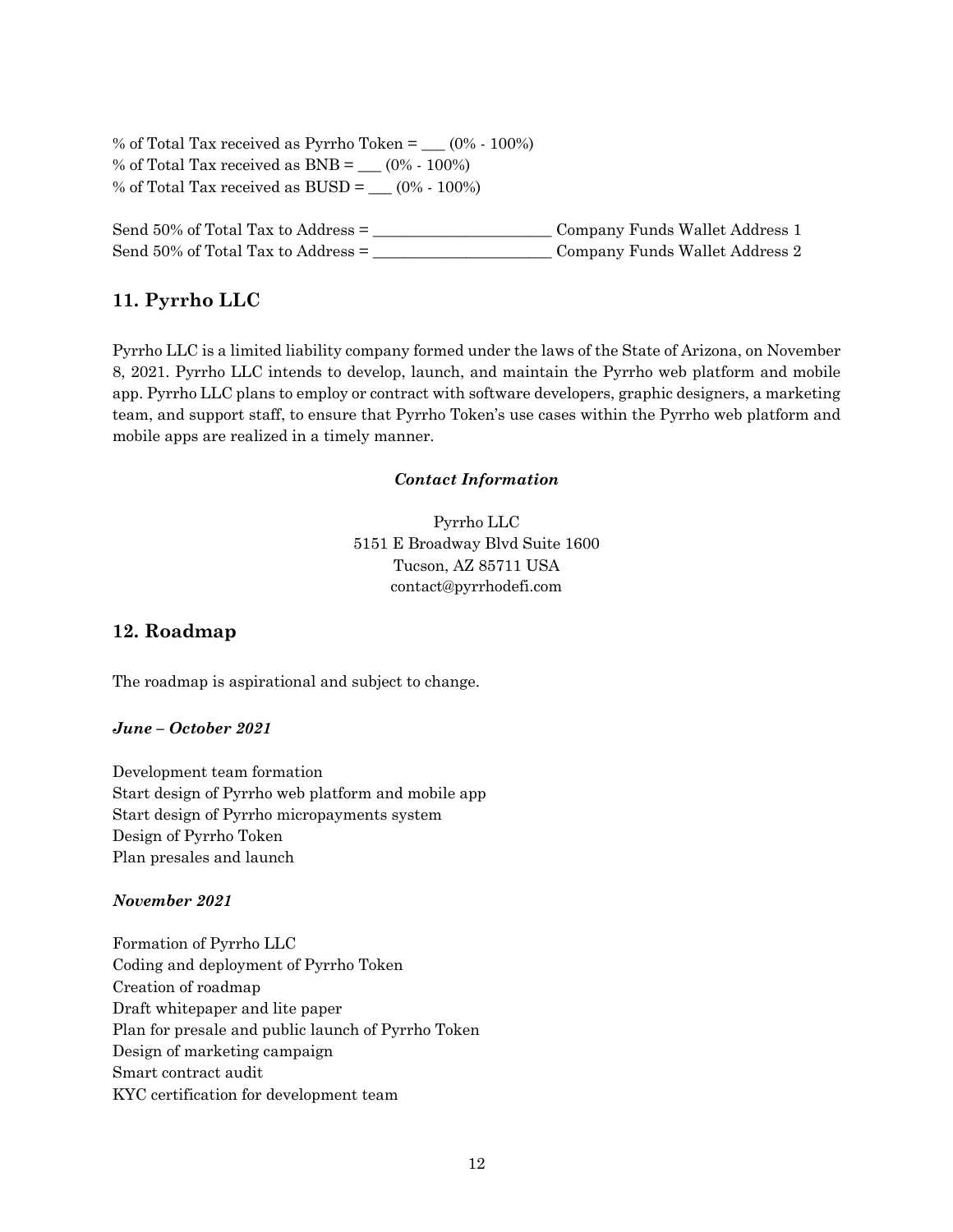% of Total Tax received as Pyrrho Token = ___ (0% - 100%)
% of Total Tax received as BNB = ___ (0% - 100%)
% of Total Tax received as BUSD = ___ (0% - 100%)

Send 50% of Total Tax to Address = ______________________ Company Funds Wallet Address 1
Send 50% of Total Tax to Address = ______________________ Company Funds Wallet Address 2

## 11. Pyrrho LLC

Pyrrho LLC is a limited liability company formed under the laws of the State of Arizona, on November 8, 2021. Pyrrho LLC intends to develop, launch, and maintain the Pyrrho web platform and mobile app. Pyrrho LLC plans to employ or contract with software developers, graphic designers, a marketing team, and support staff, to ensure that Pyrrho Token's use cases within the Pyrrho web platform and mobile apps are realized in a timely manner.

***Contact Information***

Pyrrho LLC
5151 E Broadway Blvd Suite 1600
Tucson, AZ 85711 USA
contact@pyrrhodefi.com

## 12. Roadmap

The roadmap is aspirational and subject to change.

***June – October 2021***

Development team formation
Start design of Pyrrho web platform and mobile app
Start design of Pyrrho micropayments system
Design of Pyrrho Token
Plan presales and launch

***November 2021***

Formation of Pyrrho LLC
Coding and deployment of Pyrrho Token
Creation of roadmap
Draft whitepaper and lite paper
Plan for presale and public launch of Pyrrho Token
Design of marketing campaign
Smart contract audit
KYC certification for development team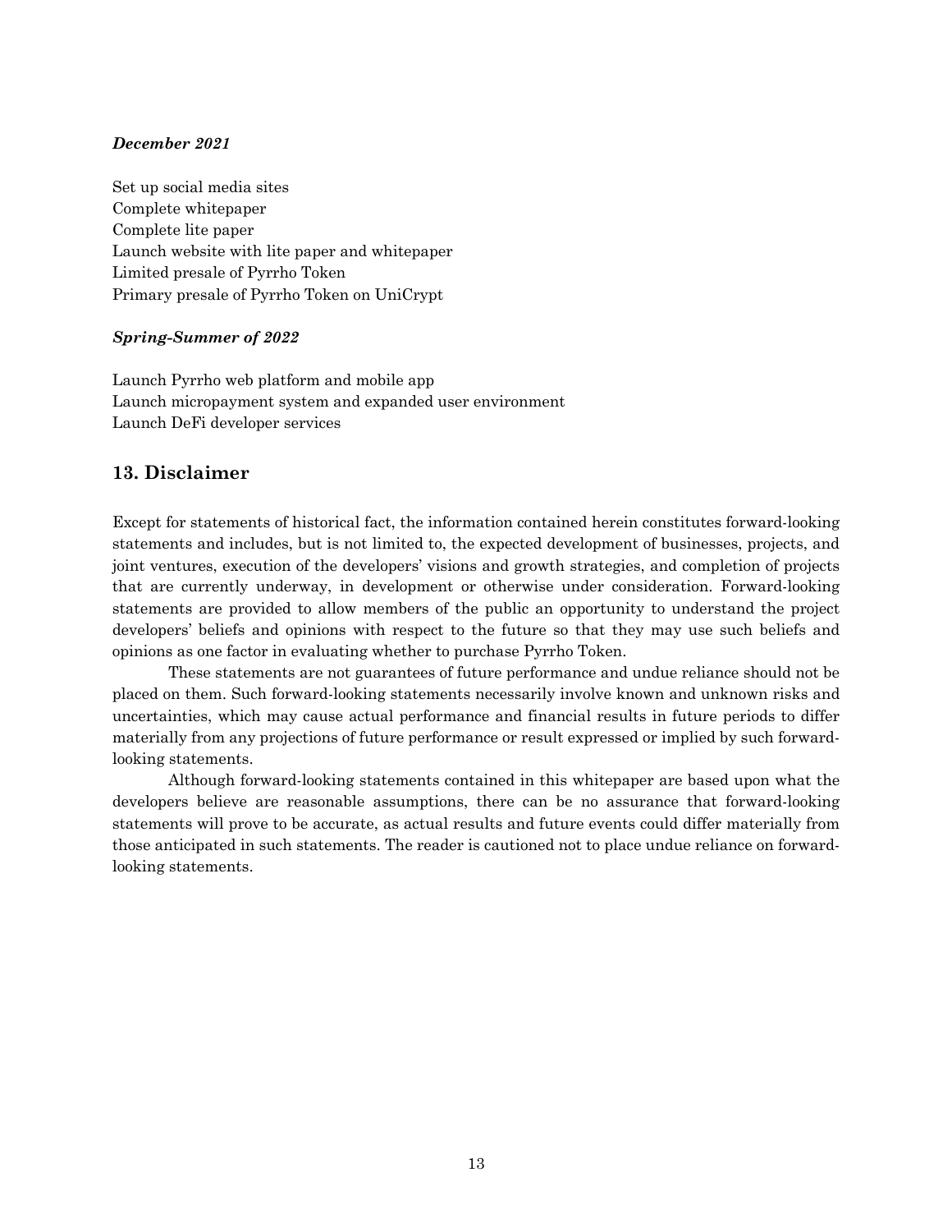***December 2021***

Set up social media sites
Complete whitepaper
Complete lite paper
Launch website with lite paper and whitepaper
Limited presale of Pyrrho Token
Primary presale of Pyrrho Token on UniCrypt

***Spring-Summer of 2022***

Launch Pyrrho web platform and mobile app
Launch micropayment system and expanded user environment
Launch DeFi developer services

## 13. Disclaimer

Except for statements of historical fact, the information contained herein constitutes forward-looking statements and includes, but is not limited to, the expected development of businesses, projects, and joint ventures, execution of the developers' visions and growth strategies, and completion of projects that are currently underway, in development or otherwise under consideration. Forward-looking statements are provided to allow members of the public an opportunity to understand the project developers' beliefs and opinions with respect to the future so that they may use such beliefs and opinions as one factor in evaluating whether to purchase Pyrrho Token.

These statements are not guarantees of future performance and undue reliance should not be placed on them. Such forward-looking statements necessarily involve known and unknown risks and uncertainties, which may cause actual performance and financial results in future periods to differ materially from any projections of future performance or result expressed or implied by such forward-looking statements.

Although forward-looking statements contained in this whitepaper are based upon what the developers believe are reasonable assumptions, there can be no assurance that forward-looking statements will prove to be accurate, as actual results and future events could differ materially from those anticipated in such statements. The reader is cautioned not to place undue reliance on forward-looking statements.